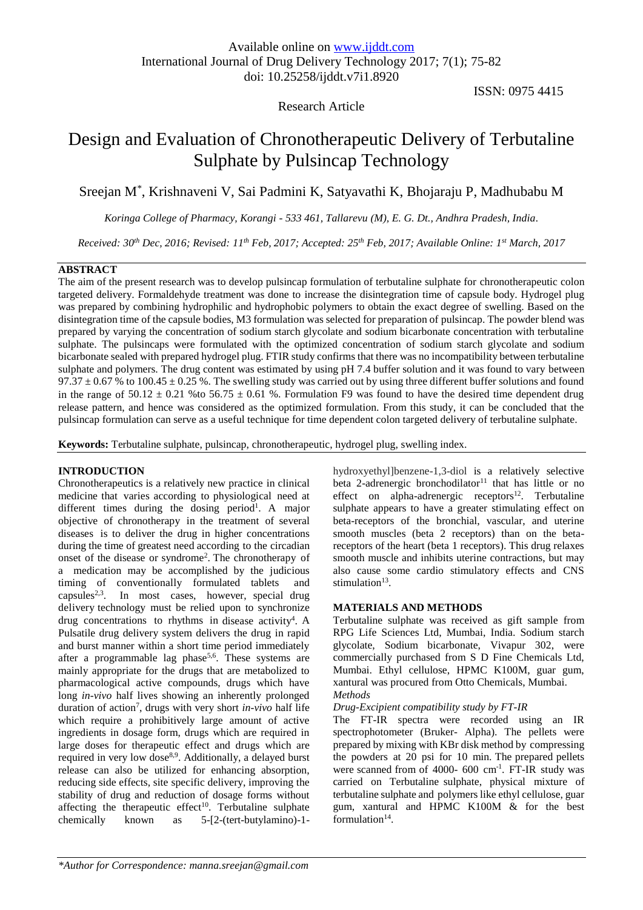Available online on www.ijddt.com
International Journal of Drug Delivery Technology 2017; 7(1); 75-82
doi: 10.25258/ijddt.v7i1.8920

ISSN: 0975 4415

Research Article

# Design and Evaluation of Chronotherapeutic Delivery of Terbutaline Sulphate by Pulsincap Technology

Sreejan M*, Krishnaveni V, Sai Padmini K, Satyavathi K, Bhojaraju P, Madhubabu M

*Koringa College of Pharmacy, Korangi - 533 461, Tallarevu (M), E. G. Dt., Andhra Pradesh, India.*

*Received: 30th Dec, 2016; Revised: 11th Feb, 2017; Accepted: 25th Feb, 2017; Available Online: 1st March, 2017*

## ABSTRACT

The aim of the present research was to develop pulsincap formulation of terbutaline sulphate for chronotherapeutic colon targeted delivery. Formaldehyde treatment was done to increase the disintegration time of capsule body. Hydrogel plug was prepared by combining hydrophilic and hydrophobic polymers to obtain the exact degree of swelling. Based on the disintegration time of the capsule bodies, M3 formulation was selected for preparation of pulsincap. The powder blend was prepared by varying the concentration of sodium starch glycolate and sodium bicarbonate concentration with terbutaline sulphate. The pulsincaps were formulated with the optimized concentration of sodium starch glycolate and sodium bicarbonate sealed with prepared hydrogel plug. FTIR study confirms that there was no incompatibility between terbutaline sulphate and polymers. The drug content was estimated by using pH 7.4 buffer solution and it was found to vary between 97.37 ± 0.67 % to 100.45 ± 0.25 %. The swelling study was carried out by using three different buffer solutions and found in the range of 50.12 ± 0.21 %to 56.75 ± 0.61 %. Formulation F9 was found to have the desired time dependent drug release pattern, and hence was considered as the optimized formulation. From this study, it can be concluded that the pulsincap formulation can serve as a useful technique for time dependent colon targeted delivery of terbutaline sulphate.

**Keywords:** Terbutaline sulphate, pulsincap, chronotherapeutic, hydrogel plug, swelling index.

## INTRODUCTION

Chronotherapeutics is a relatively new practice in clinical medicine that varies according to physiological need at different times during the dosing period[1]. A major objective of chronotherapy in the treatment of several diseases is to deliver the drug in higher concentrations during the time of greatest need according to the circadian onset of the disease or syndrome[2]. The chronotherapy of a medication may be accomplished by the judicious timing of conventionally formulated tablets and capsules[2,3]. In most cases, however, special drug delivery technology must be relied upon to synchronize drug concentrations to rhythms in disease activity[4]. A Pulsatile drug delivery system delivers the drug in rapid and burst manner within a short time period immediately after a programmable lag phase[5,6]. These systems are mainly appropriate for the drugs that are metabolized to pharmacological active compounds, drugs which have long *in-vivo* half lives showing an inherently prolonged duration of action[7], drugs with very short *in-vivo* half life which require a prohibitively large amount of active ingredients in dosage form, drugs which are required in large doses for therapeutic effect and drugs which are required in very low dose[8,9]. Additionally, a delayed burst release can also be utilized for enhancing absorption, reducing side effects, site specific delivery, improving the stability of drug and reduction of dosage forms without affecting the therapeutic effect[10]. Terbutaline sulphate chemically known as 5-[2-(tert-butylamino)-1-hydroxyethyl]benzene-1,3-diol is a relatively selective beta 2-adrenergic bronchodilator[11] that has little or no effect on alpha-adrenergic receptors[12]. Terbutaline sulphate appears to have a greater stimulating effect on beta-receptors of the bronchial, vascular, and uterine smooth muscles (beta 2 receptors) than on the beta-receptors of the heart (beta 1 receptors). This drug relaxes smooth muscle and inhibits uterine contractions, but may also cause some cardio stimulatory effects and CNS stimulation[13].

## MATERIALS AND METHODS

Terbutaline sulphate was received as gift sample from RPG Life Sciences Ltd, Mumbai, India. Sodium starch glycolate, Sodium bicarbonate, Vivapur 302, were commercially purchased from S D Fine Chemicals Ltd, Mumbai. Ethyl cellulose, HPMC K100M, guar gum, xantural was procured from Otto Chemicals, Mumbai.

### *Methods*

#### *Drug-Excipient compatibility study by FT-IR*

The FT-IR spectra were recorded using an IR spectrophotometer (Bruker- Alpha). The pellets were prepared by mixing with KBr disk method by compressing the powders at 20 psi for 10 min. The prepared pellets were scanned from 4000- 600 $cm^{-1}$. FT-IR study was carried on Terbutaline sulphate, physical mixture of terbutaline sulphate and polymers like ethyl cellulose, guar gum, xantural and HPMC K100M & for the best formulation[14].

*Author for Correspondence: manna.sreejan@gmail.com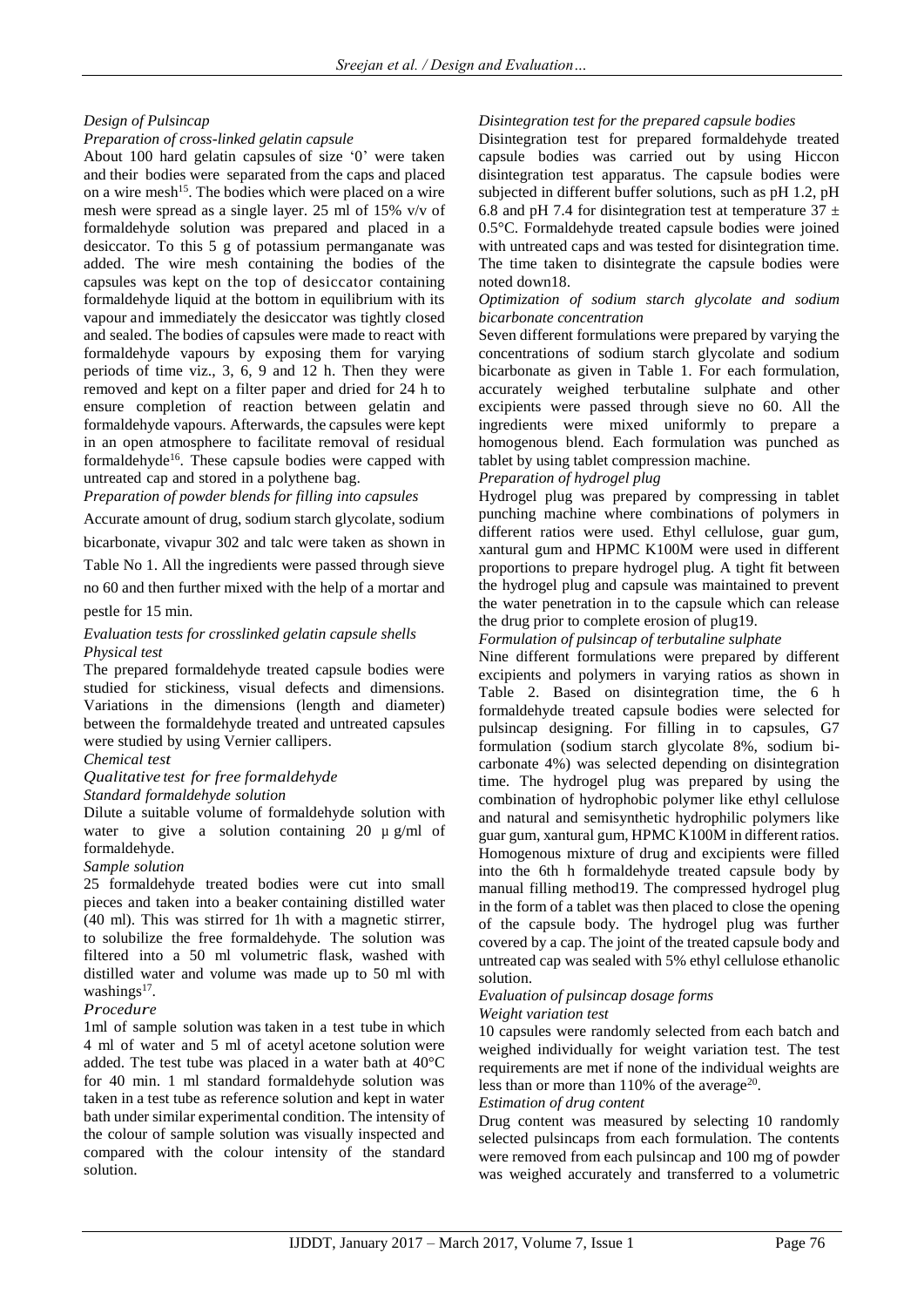*Design of Pulsincap*

*Preparation of cross-linked gelatin capsule*

About 100 hard gelatin capsules of size '0' were taken and their bodies were separated from the caps and placed on a wire mesh[15]. The bodies which were placed on a wire mesh were spread as a single layer. 25 ml of 15% v/v of formaldehyde solution was prepared and placed in a desiccator. To this 5 g of potassium permanganate was added. The wire mesh containing the bodies of the capsules was kept on the top of desiccator containing formaldehyde liquid at the bottom in equilibrium with its vapour and immediately the desiccator was tightly closed and sealed. The bodies of capsules were made to react with formaldehyde vapours by exposing them for varying periods of time viz., 3, 6, 9 and 12 h. Then they were removed and kept on a filter paper and dried for 24 h to ensure completion of reaction between gelatin and formaldehyde vapours. Afterwards, the capsules were kept in an open atmosphere to facilitate removal of residual formaldehyde[16]. These capsule bodies were capped with untreated cap and stored in a polythene bag.

*Preparation of powder blends for filling into capsules*

Accurate amount of drug, sodium starch glycolate, sodium bicarbonate, vivapur 302 and talc were taken as shown in Table No 1. All the ingredients were passed through sieve no 60 and then further mixed with the help of a mortar and pestle for 15 min.

*Evaluation tests for crosslinked gelatin capsule shells*

*Physical test*

The prepared formaldehyde treated capsule bodies were studied for stickiness, visual defects and dimensions. Variations in the dimensions (length and diameter) between the formaldehyde treated and untreated capsules were studied by using Vernier callipers.

*Chemical test*

*Qualitative test for free formaldehyde*

*Standard formaldehyde solution*

Dilute a suitable volume of formaldehyde solution with water to give a solution containing 20 µ g/ml of formaldehyde.

*Sample solution*

25 formaldehyde treated bodies were cut into small pieces and taken into a beaker containing distilled water (40 ml). This was stirred for 1h with a magnetic stirrer, to solubilize the free formaldehyde. The solution was filtered into a 50 ml volumetric flask, washed with distilled water and volume was made up to 50 ml with washings[17].

*Procedure*

1ml of sample solution was taken in a test tube in which 4 ml of water and 5 ml of acetyl acetone solution were added. The test tube was placed in a water bath at 40°C for 40 min. 1 ml standard formaldehyde solution was taken in a test tube as reference solution and kept in water bath under similar experimental condition. The intensity of the colour of sample solution was visually inspected and compared with the colour intensity of the standard solution.

*Disintegration test for the prepared capsule bodies*

Disintegration test for prepared formaldehyde treated capsule bodies was carried out by using Hiccon disintegration test apparatus. The capsule bodies were subjected in different buffer solutions, such as pH 1.2, pH 6.8 and pH 7.4 for disintegration test at temperature 37 ± 0.5°C. Formaldehyde treated capsule bodies were joined with untreated caps and was tested for disintegration time. The time taken to disintegrate the capsule bodies were noted down18.

*Optimization of sodium starch glycolate and sodium bicarbonate concentration*

Seven different formulations were prepared by varying the concentrations of sodium starch glycolate and sodium bicarbonate as given in Table 1. For each formulation, accurately weighed terbutaline sulphate and other excipients were passed through sieve no 60. All the ingredients were mixed uniformly to prepare a homogenous blend. Each formulation was punched as tablet by using tablet compression machine.

*Preparation of hydrogel plug*

Hydrogel plug was prepared by compressing in tablet punching machine where combinations of polymers in different ratios were used. Ethyl cellulose, guar gum, xantural gum and HPMC K100M were used in different proportions to prepare hydrogel plug. A tight fit between the hydrogel plug and capsule was maintained to prevent the water penetration in to the capsule which can release the drug prior to complete erosion of plug19.

*Formulation of pulsincap of terbutaline sulphate*

Nine different formulations were prepared by different excipients and polymers in varying ratios as shown in Table 2. Based on disintegration time, the 6 h formaldehyde treated capsule bodies were selected for pulsincap designing. For filling in to capsules, G7 formulation (sodium starch glycolate 8%, sodium bi-carbonate 4%) was selected depending on disintegration time. The hydrogel plug was prepared by using the combination of hydrophobic polymer like ethyl cellulose and natural and semisynthetic hydrophilic polymers like guar gum, xantural gum, HPMC K100M in different ratios. Homogenous mixture of drug and excipients were filled into the 6th h formaldehyde treated capsule body by manual filling method19. The compressed hydrogel plug in the form of a tablet was then placed to close the opening of the capsule body. The hydrogel plug was further covered by a cap. The joint of the treated capsule body and untreated cap was sealed with 5% ethyl cellulose ethanolic solution.

*Evaluation of pulsincap dosage forms*

*Weight variation test*

10 capsules were randomly selected from each batch and weighed individually for weight variation test. The test requirements are met if none of the individual weights are less than or more than 110% of the average[20].

*Estimation of drug content*

Drug content was measured by selecting 10 randomly selected pulsincaps from each formulation. The contents were removed from each pulsincap and 100 mg of powder was weighed accurately and transferred to a volumetric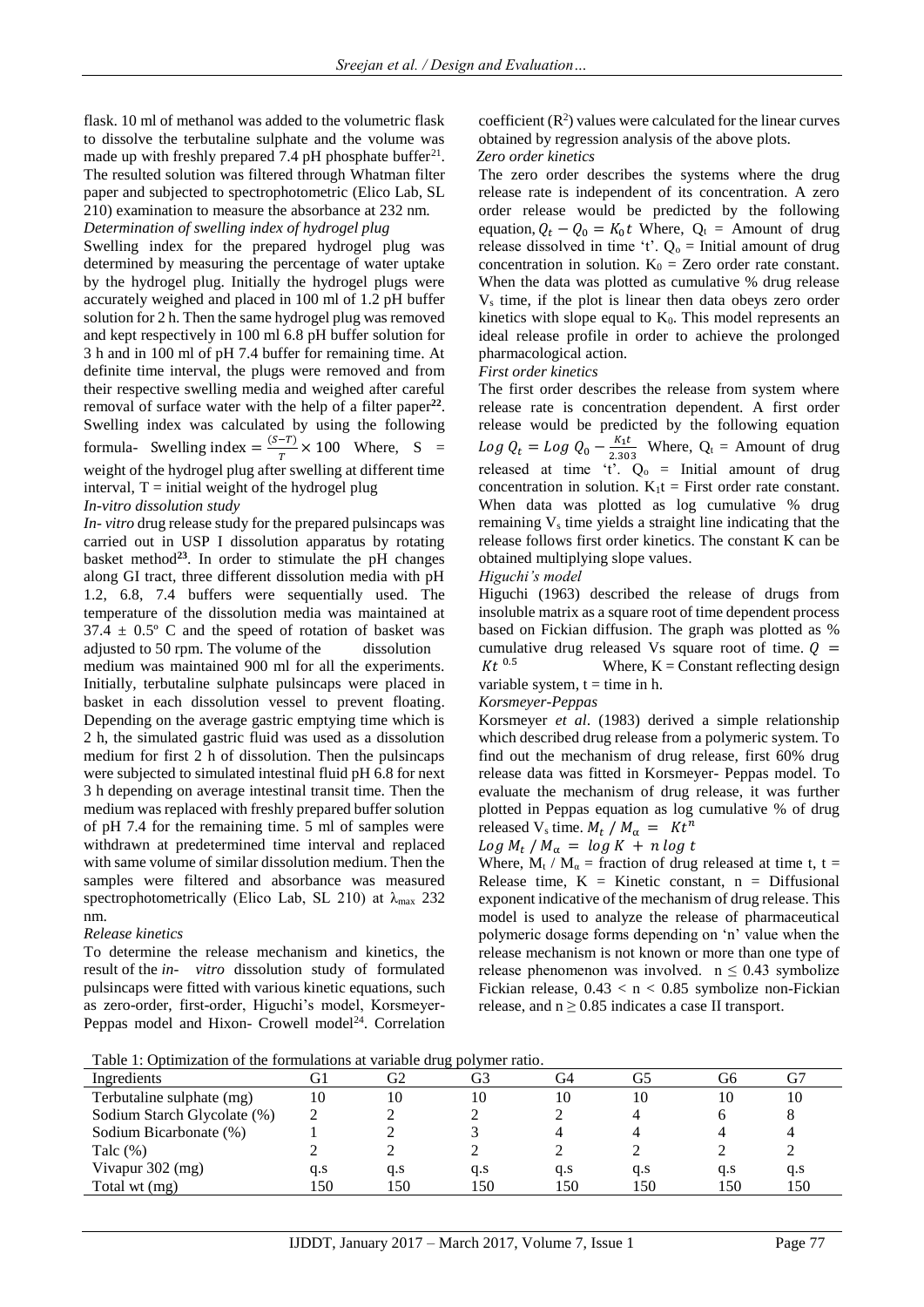flask. 10 ml of methanol was added to the volumetric flask to dissolve the terbutaline sulphate and the volume was made up with freshly prepared 7.4 pH phosphate buffer[21]. The resulted solution was filtered through Whatman filter paper and subjected to spectrophotometric (Elico Lab, SL 210) examination to measure the absorbance at 232 nm.

*Determination of swelling index of hydrogel plug*

Swelling index for the prepared hydrogel plug was determined by measuring the percentage of water uptake by the hydrogel plug. Initially the hydrogel plugs were accurately weighed and placed in 100 ml of 1.2 pH buffer solution for 2 h. Then the same hydrogel plug was removed and kept respectively in 100 ml 6.8 pH buffer solution for 3 h and in 100 ml of pH 7.4 buffer for remaining time. At definite time interval, the plugs were removed and from their respective swelling media and weighed after careful removal of surface water with the help of a filter paper[22]. Swelling index was calculated by using the following formula- Swelling index $= \frac{(S-T)}{T} \times 100$ Where, S = weight of the hydrogel plug after swelling at different time interval, T = initial weight of the hydrogel plug

*In-vitro dissolution study*

*In- vitro* drug release study for the prepared pulsincaps was carried out in USP I dissolution apparatus by rotating basket method[23]. In order to stimulate the pH changes along GI tract, three different dissolution media with pH 1.2, 6.8, 7.4 buffers were sequentially used. The temperature of the dissolution media was maintained at 37.4 ± 0.5º C and the speed of rotation of basket was adjusted to 50 rpm. The volume of the dissolution medium was maintained 900 ml for all the experiments. Initially, terbutaline sulphate pulsincaps were placed in basket in each dissolution vessel to prevent floating. Depending on the average gastric emptying time which is 2 h, the simulated gastric fluid was used as a dissolution medium for first 2 h of dissolution. Then the pulsincaps were subjected to simulated intestinal fluid pH 6.8 for next 3 h depending on average intestinal transit time. Then the medium was replaced with freshly prepared buffer solution of pH 7.4 for the remaining time. 5 ml of samples were withdrawn at predetermined time interval and replaced with same volume of similar dissolution medium. Then the samples were filtered and absorbance was measured spectrophotometrically (Elico Lab, SL 210) at $\lambda_{max}$ 232 nm.

*Release kinetics*

To determine the release mechanism and kinetics, the result of the *in- vitro* dissolution study of formulated pulsincaps were fitted with various kinetic equations, such as zero-order, first-order, Higuchi's model, Korsmeyer-Peppas model and Hixon- Crowell model[24]. Correlation coefficient ($R^2$) values were calculated for the linear curves obtained by regression analysis of the above plots.

*Zero order kinetics*

The zero order describes the systems where the drug release rate is independent of its concentration. A zero order release would be predicted by the following equation, $Q_t - Q_0 = K_0 t$ Where, $Q_t$ = Amount of drug release dissolved in time 't'. $Q_o$ = Initial amount of drug concentration in solution. $K_0$ = Zero order rate constant. When the data was plotted as cumulative % drug release $V_s$ time, if the plot is linear then data obeys zero order kinetics with slope equal to $K_0$. This model represents an ideal release profile in order to achieve the prolonged pharmacological action.

*First order kinetics*

The first order describes the release from system where release rate is concentration dependent. A first order release would be predicted by the following equation $Log\ Q_t = Log\ Q_0 - \frac{K_1 t}{2.303}$ Where, $Q_t$ = Amount of drug released at time 't'. $Q_o$ = Initial amount of drug concentration in solution. $K_1t$ = First order rate constant. When data was plotted as log cumulative % drug remaining $V_s$ time yields a straight line indicating that the release follows first order kinetics. The constant K can be obtained multiplying slope values.

*Higuchi's model*

Higuchi (1963) described the release of drugs from insoluble matrix as a square root of time dependent process based on Fickian diffusion. The graph was plotted as % cumulative drug released Vs square root of time. $Q = Kt^{0.5}$ Where, K = Constant reflecting design variable system, t = time in h.

*Korsmeyer-Peppas*

Korsmeyer *et al*. (1983) derived a simple relationship which described drug release from a polymeric system. To find out the mechanism of drug release, first 60% drug release data was fitted in Korsmeyer- Peppas model. To evaluate the mechanism of drug release, it was further plotted in Peppas equation as log cumulative % of drug released $V_s$ time. $M_t / M_\alpha = Kt^n$

$Log\ M_t / M_\alpha = log\ K + n\ log\ t$

Where, $M_t / M_\alpha$ = fraction of drug released at time t, t = Release time, K = Kinetic constant, n = Diffusional exponent indicative of the mechanism of drug release. This model is used to analyze the release of pharmaceutical polymeric dosage forms depending on 'n' value when the release mechanism is not known or more than one type of release phenomenon was involved. $n \leq 0.43$ symbolize Fickian release, $0.43 < n < 0.85$ symbolize non-Fickian release, and $n \geq 0.85$ indicates a case II transport.

Table 1: Optimization of the formulations at variable drug polymer ratio.

| Ingredients | G1 | G2 | G3 | G4 | G5 | G6 | G7 |
|---|---|---|---|---|---|---|---|
| Terbutaline sulphate (mg) | 10 | 10 | 10 | 10 | 10 | 10 | 10 |
| Sodium Starch Glycolate (%) | 2 | 2 | 2 | 2 | 4 | 6 | 8 |
| Sodium Bicarbonate (%) | 1 | 2 | 3 | 4 | 4 | 4 | 4 |
| Talc (%) | 2 | 2 | 2 | 2 | 2 | 2 | 2 |
| Vivapur 302 (mg) | q.s | q.s | q.s | q.s | q.s | q.s | q.s |
| Total wt (mg) | 150 | 150 | 150 | 150 | 150 | 150 | 150 |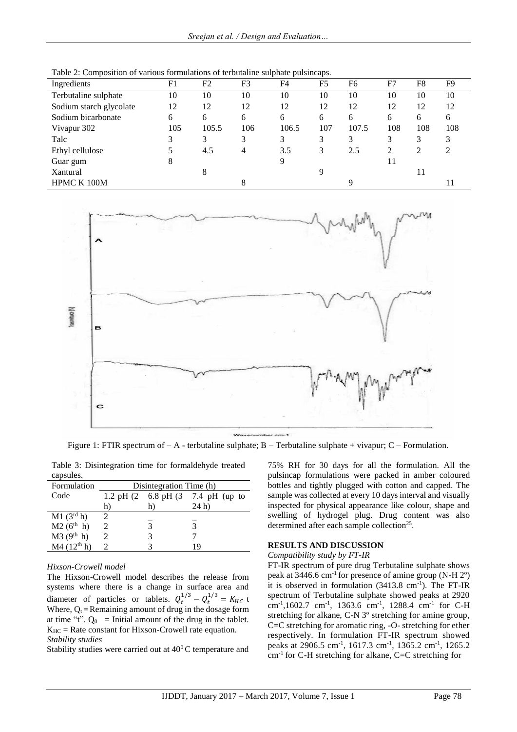Table 2: Composition of various formulations of terbutaline sulphate pulsincaps.

| Ingredients | F1 | F2 | F3 | F4 | F5 | F6 | F7 | F8 | F9 |
|---|---|---|---|---|---|---|---|---|---|
| Terbutaline sulphate | 10 | 10 | 10 | 10 | 10 | 10 | 10 | 10 | 10 |
| Sodium starch glycolate | 12 | 12 | 12 | 12 | 12 | 12 | 12 | 12 | 12 |
| Sodium bicarbonate | 6 | 6 | 6 | 6 | 6 | 6 | 6 | 6 | 6 |
| Vivapur 302 | 105 | 105.5 | 106 | 106.5 | 107 | 107.5 | 108 | 108 | 108 |
| Talc | 3 | 3 | 3 | 3 | 3 | 3 | 3 | 3 | 3 |
| Ethyl cellulose | 5 | 4.5 | 4 | 3.5 | 3 | 2.5 | 2 | 2 | 2 |
| Guar gum | 8 | | | 9 | | | 11 | | |
| Xantural | | 8 | | | 9 | | | 11 | |
| HPMC K 100M | | | 8 | | | 9 | | | 11 |

Figure 1: FTIR spectrum of – A - terbutaline sulphate; B – Terbutaline sulphate + vivapur; C – Formulation.

Table 3: Disintegration time for formaldehyde treated capsules.

| Formulation Code | Disintegration Time (h) | | |
|---|---|---|---|
| | 1.2 pH (2 h) | 6.8 pH (3 h) | 7.4 pH (up to 24 h) |
| M1 (3rd h) | 2 | _ | _ |
| M2 (6th h) | 2 | 3 | 3 |
| M3 (9th h) | 2 | 3 | 7 |
| M4 (12th h) | 2 | 3 | 19 |

*Hixson-Crowell model*

The Hixson-Crowell model describes the release from systems where there is a change in surface area and diameter of particles or tablets. $Q_t^{1/3} - Q_t^{1/3} = K_{HC}$ t

Where, $Q_t$ = Remaining amount of drug in the dosage form at time "t". $Q_0$ = Initial amount of the drug in the tablet. $K_{HC}$ = Rate constant for Hixson-Crowell rate equation.

*Stability studies*

Stability studies were carried out at 40$^0$ C temperature and 75% RH for 30 days for all the formulation. All the pulsincap formulations were packed in amber coloured bottles and tightly plugged with cotton and capped. The sample was collected at every 10 days interval and visually inspected for physical appearance like colour, shape and swelling of hydrogel plug. Drug content was also determined after each sample collection[25].

## RESULTS AND DISCUSSION

*Compatibility study by FT-IR*

FT-IR spectrum of pure drug Terbutaline sulphate shows peak at 3446.6 cm$^{-1}$ for presence of amine group (N-H 2º) it is observed in formulation (3413.8 cm$^{-1}$). The FT-IR spectrum of Terbutaline sulphate showed peaks at 2920 cm$^{-1}$,1602.7 cm$^{-1}$, 1363.6 cm$^{-1}$, 1288.4 cm$^{-1}$ for C-H stretching for alkane, C-N 3º stretching for amine group, C=C stretching for aromatic ring, -O- stretching for ether respectively. In formulation FT-IR spectrum showed peaks at 2906.5 cm$^{-1}$, 1617.3 cm$^{-1}$, 1365.2 cm$^{-1}$, 1265.2 cm$^{-1}$ for C-H stretching for alkane, C=C stretching for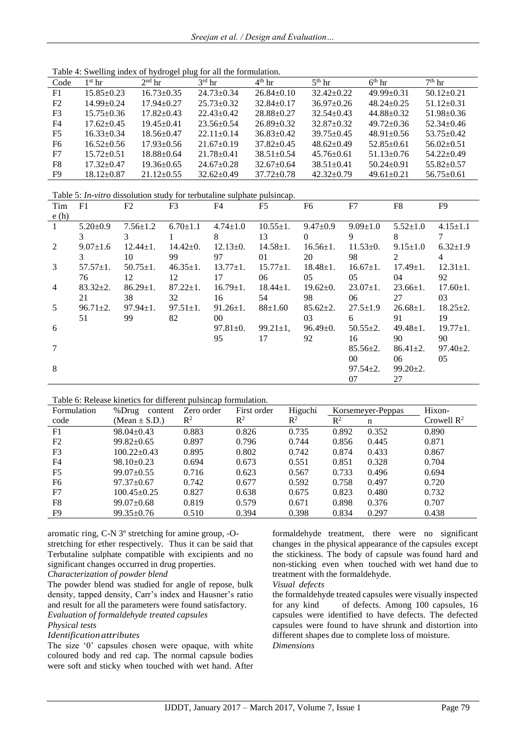Table 4: Swelling index of hydrogel plug for all the formulation.

| Code | $1^{st}$ hr | $2^{nd}$ hr | $3^{rd}$ hr | $4^{th}$ hr | $5^{th}$ hr | $6^{th}$ hr | $7^{th}$ hr |
|---|---|---|---|---|---|---|---|
| F1 | 15.85±0.23 | 16.73±0.35 | 24.73±0.34 | 26.84±0.10 | 32.42±0.22 | 49.99±0.31 | 50.12±0.21 |
| F2 | 14.99±0.24 | 17.94±0.27 | 25.73±0.32 | 32.84±0.17 | 36.97±0.26 | 48.24±0.25 | 51.12±0.31 |
| F3 | 15.75±0.36 | 17.82±0.43 | 22.43±0.42 | 28.88±0.27 | 32.54±0.43 | 44.88±0.32 | 51.98±0.36 |
| F4 | 17.62±0.45 | 19.45±0.41 | 23.56±0.54 | 26.89±0.32 | 32.87±0.32 | 49.72±0.36 | 52.34±0.46 |
| F5 | 16.33±0.34 | 18.56±0.47 | 22.11±0.14 | 36.83±0.42 | 39.75±0.45 | 48.91±0.56 | 53.75±0.42 |
| F6 | 16.52±0.56 | 17.93±0.56 | 21.67±0.19 | 37.82±0.45 | 48.62±0.49 | 52.85±0.61 | 56.02±0.51 |
| F7 | 15.72±0.51 | 18.88±0.64 | 21.78±0.41 | 38.51±0.54 | 45.76±0.61 | 51.13±0.76 | 54.22±0.49 |
| F8 | 17.32±0.47 | 19.36±0.65 | 24.67±0.28 | 32.67±0.64 | 38.51±0.41 | 50.24±0.91 | 55.82±0.57 |
| F9 | 18.12±0.87 | 21.12±0.55 | 32.62±0.49 | 37.72±0.78 | 42.32±0.79 | 49.61±0.21 | 56.75±0.61 |

Table 5: *In-vitro* dissolution study for terbutaline sulphate pulsincap.

| Time (h) | F1 | F2 | F3 | F4 | F5 | F6 | F7 | F8 | F9 |
|---|---|---|---|---|---|---|---|---|---|
| 1 | 5.20±0.93 | 7.56±1.23 | 6.70±1.11 | 4.74±1.08 | 10.55±1.13 | 9.47±0.90 | 9.09±1.09 | 5.52±1.08 | 4.15±1.17 |
| 2 | 9.07±1.63 | 12.44±1.10 | 14.42±0.99 | 12.13±0.97 | 14.58±1.01 | 16.56±1.20 | 11.53±0.98 | 9.15±1.02 | 6.32±1.94 |
| 3 | 57.57±1.76 | 50.75±1.12 | 46.35±1.12 | 13.77±1.17 | 15.77±1.06 | 18.48±1.05 | 16.67±1.05 | 17.49±1.04 | 12.31±1.92 |
| 4 | 83.32±2.21 | 86.29±1.38 | 87.22±1.32 | 16.79±1.16 | 18.44±1.54 | 19.62±0.98 | 23.07±1.06 | 23.66±1.27 | 17.60±1.03 |
| 5 | 96.71±2.51 | 97.94±1.99 | 97.51±1.82 | 91.26±1.00 | 88±1.60 | 85.62±2.03 | 27.5±1.96 | 26.68±1.91 | 18.25±2.19 |
| 6 | | | | 97.81±0.95 | 99.21±1,17 | 96.49±0.92 | 50.55±2.16 | 49.48±1.90 | 19.77±1.90 |
| 7 | | | | | | | 85.56±2.00 | 86.41±2.06 | 97.40±2.05 |
| 8 | | | | | | | 97.54±2.07 | 99.20±2.27 | |

Table 6: Release kinetics for different pulsincap formulation.

| Formulation code | %Drug content (Mean ± S.D.) | Zero order $R^2$ | First order $R^2$ | Higuchi $R^2$ | Korsemeyer-Peppas $R^2$ | Korsemeyer-Peppas n | Hixon-Crowell $R^2$ |
|---|---|---|---|---|---|---|---|
| F1 | 98.04±0.43 | 0.883 | 0.826 | 0.735 | 0.892 | 0.352 | 0.890 |
| F2 | 99.82±0.65 | 0.897 | 0.796 | 0.744 | 0.856 | 0.445 | 0.871 |
| F3 | 100.22±0.43 | 0.895 | 0.802 | 0.742 | 0.874 | 0.433 | 0.867 |
| F4 | 98.10±0.23 | 0.694 | 0.673 | 0.551 | 0.851 | 0.328 | 0.704 |
| F5 | 99.07±0.55 | 0.716 | 0.623 | 0.567 | 0.733 | 0.496 | 0.694 |
| F6 | 97.37±0.67 | 0.742 | 0.677 | 0.592 | 0.758 | 0.497 | 0.720 |
| F7 | 100.45±0.25 | 0.827 | 0.638 | 0.675 | 0.823 | 0.480 | 0.732 |
| F8 | 99.07±0.68 | 0.819 | 0.579 | 0.671 | 0.898 | 0.376 | 0.707 |
| F9 | 99.35±0.76 | 0.510 | 0.394 | 0.398 | 0.834 | 0.297 | 0.438 |

aromatic ring, C-N 3º stretching for amine group, -O-stretching for ether respectively. Thus it can be said that Terbutaline sulphate compatible with excipients and no significant changes occurred in drug properties.

*Characterization of powder blend*

The powder blend was studied for angle of repose, bulk density, tapped density, Carr's index and Hausner's ratio and result for all the parameters were found satisfactory.

*Evaluation of formaldehyde treated capsules*

*Physical tests*

*Identification attributes*

The size '0' capsules chosen were opaque, with white coloured body and red cap. The normal capsule bodies were soft and sticky when touched with wet hand. After formaldehyde treatment, there were no significant changes in the physical appearance of the capsules except the stickiness. The body of capsule was found hard and non-sticking even when touched with wet hand due to treatment with the formaldehyde.

*Visual defects*

the formaldehyde treated capsules were visually inspected for any kind of defects. Among 100 capsules, 16 capsules were identified to have defects. The defected capsules were found to have shrunk and distortion into different shapes due to complete loss of moisture.

*Dimensions*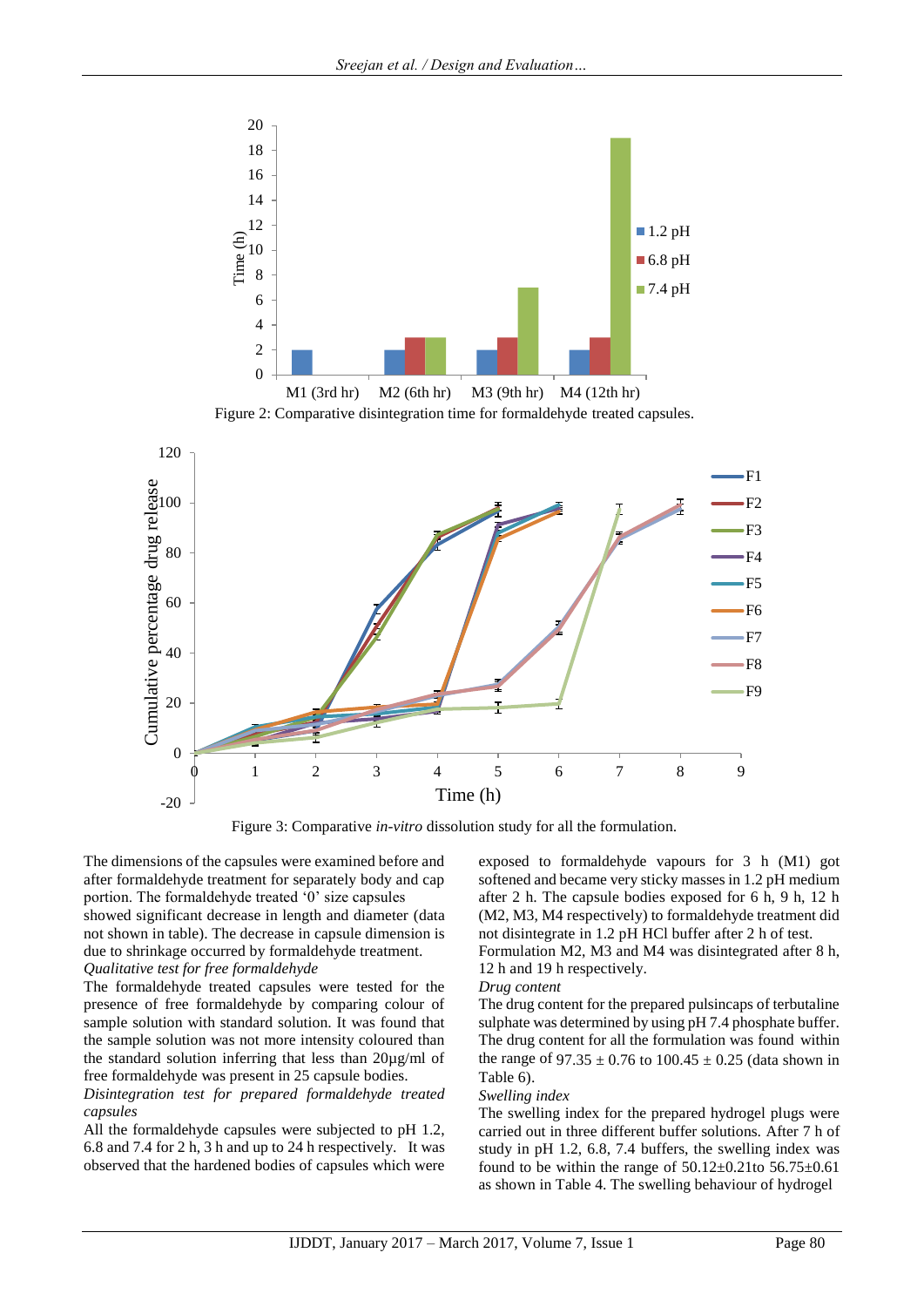Figure 2: Comparative disintegration time for formaldehyde treated capsules.

Figure 3: Comparative *in-vitro* dissolution study for all the formulation.

The dimensions of the capsules were examined before and after formaldehyde treatment for separately body and cap portion. The formaldehyde treated '0' size capsules showed significant decrease in length and diameter (data not shown in table). The decrease in capsule dimension is due to shrinkage occurred by formaldehyde treatment.

*Qualitative test for free formaldehyde*

The formaldehyde treated capsules were tested for the presence of free formaldehyde by comparing colour of sample solution with standard solution. It was found that the sample solution was not more intensity coloured than the standard solution inferring that less than 20µg/ml of free formaldehyde was present in 25 capsule bodies.

*Disintegration test for prepared formaldehyde treated capsules*

All the formaldehyde capsules were subjected to pH 1.2, 6.8 and 7.4 for 2 h, 3 h and up to 24 h respectively. It was observed that the hardened bodies of capsules which were exposed to formaldehyde vapours for 3 h (M1) got softened and became very sticky masses in 1.2 pH medium after 2 h. The capsule bodies exposed for 6 h, 9 h, 12 h (M2, M3, M4 respectively) to formaldehyde treatment did not disintegrate in 1.2 pH HCl buffer after 2 h of test. Formulation M2, M3 and M4 was disintegrated after 8 h, 12 h and 19 h respectively.

*Drug content*

The drug content for the prepared pulsincaps of terbutaline sulphate was determined by using pH 7.4 phosphate buffer. The drug content for all the formulation was found within the range of 97.35 ± 0.76 to 100.45 ± 0.25 (data shown in Table 6).

*Swelling index*

The swelling index for the prepared hydrogel plugs were carried out in three different buffer solutions. After 7 h of study in pH 1.2, 6.8, 7.4 buffers, the swelling index was found to be within the range of 50.12±0.21to 56.75±0.61 as shown in Table 4. The swelling behaviour of hydrogel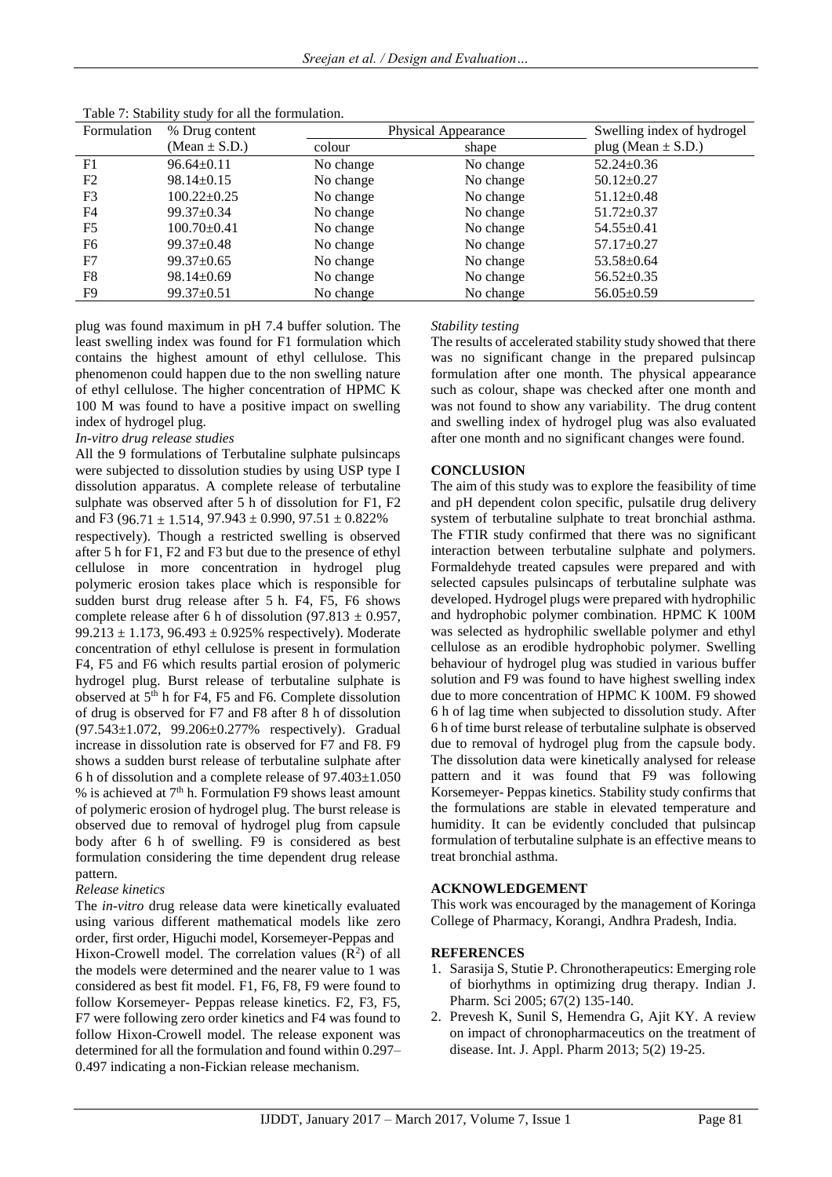Table 7: Stability study for all the formulation.

| Formulation | % Drug content (Mean ± S.D.) | Physical Appearance | | Swelling index of hydrogel plug (Mean ± S.D.) |
|---|---|---|---|---|
| | | colour | shape | |
| F1 | 96.64±0.11 | No change | No change | 52.24±0.36 |
| F2 | 98.14±0.15 | No change | No change | 50.12±0.27 |
| F3 | 100.22±0.25 | No change | No change | 51.12±0.48 |
| F4 | 99.37±0.34 | No change | No change | 51.72±0.37 |
| F5 | 100.70±0.41 | No change | No change | 54.55±0.41 |
| F6 | 99.37±0.48 | No change | No change | 57.17±0.27 |
| F7 | 99.37±0.65 | No change | No change | 53.58±0.64 |
| F8 | 98.14±0.69 | No change | No change | 56.52±0.35 |
| F9 | 99.37±0.51 | No change | No change | 56.05±0.59 |

plug was found maximum in pH 7.4 buffer solution. The least swelling index was found for F1 formulation which contains the highest amount of ethyl cellulose. This phenomenon could happen due to the non swelling nature of ethyl cellulose. The higher concentration of HPMC K 100 M was found to have a positive impact on swelling index of hydrogel plug.

*In-vitro drug release studies*

All the 9 formulations of Terbutaline sulphate pulsincaps were subjected to dissolution studies by using USP type I dissolution apparatus. A complete release of terbutaline sulphate was observed after 5 h of dissolution for F1, F2 and F3 (96.71 ± 1.514, 97.943 ± 0.990, 97.51 ± 0.822% respectively). Though a restricted swelling is observed after 5 h for F1, F2 and F3 but due to the presence of ethyl cellulose in more concentration in hydrogel plug polymeric erosion takes place which is responsible for sudden burst drug release after 5 h. F4, F5, F6 shows complete release after 6 h of dissolution (97.813 ± 0.957, 99.213 ± 1.173, 96.493 ± 0.925% respectively). Moderate concentration of ethyl cellulose is present in formulation F4, F5 and F6 which results partial erosion of polymeric hydrogel plug. Burst release of terbutaline sulphate is observed at 5$^{th}$ h for F4, F5 and F6. Complete dissolution of drug is observed for F7 and F8 after 8 h of dissolution (97.543±1.072, 99.206±0.277% respectively). Gradual increase in dissolution rate is observed for F7 and F8. F9 shows a sudden burst release of terbutaline sulphate after 6 h of dissolution and a complete release of 97.403±1.050 % is achieved at 7$^{th}$ h. Formulation F9 shows least amount of polymeric erosion of hydrogel plug. The burst release is observed due to removal of hydrogel plug from capsule body after 6 h of swelling. F9 is considered as best formulation considering the time dependent drug release pattern.

*Release kinetics*

The *in-vitro* drug release data were kinetically evaluated using various different mathematical models like zero order, first order, Higuchi model, Korsemeyer-Peppas and Hixon-Crowell model. The correlation values ($R^2$) of all the models were determined and the nearer value to 1 was considered as best fit model. F1, F6, F8, F9 were found to follow Korsemeyer- Peppas release kinetics. F2, F3, F5, F7 were following zero order kinetics and F4 was found to follow Hixon-Crowell model. The release exponent was determined for all the formulation and found within 0.297–0.497 indicating a non-Fickian release mechanism.

*Stability testing*

The results of accelerated stability study showed that there was no significant change in the prepared pulsincap formulation after one month. The physical appearance such as colour, shape was checked after one month and was not found to show any variability. The drug content and swelling index of hydrogel plug was also evaluated after one month and no significant changes were found.

## CONCLUSION

The aim of this study was to explore the feasibility of time and pH dependent colon specific, pulsatile drug delivery system of terbutaline sulphate to treat bronchial asthma. The FTIR study confirmed that there was no significant interaction between terbutaline sulphate and polymers. Formaldehyde treated capsules were prepared and with selected capsules pulsincaps of terbutaline sulphate was developed. Hydrogel plugs were prepared with hydrophilic and hydrophobic polymer combination. HPMC K 100M was selected as hydrophilic swellable polymer and ethyl cellulose as an erodible hydrophobic polymer. Swelling behaviour of hydrogel plug was studied in various buffer solution and F9 was found to have highest swelling index due to more concentration of HPMC K 100M. F9 showed 6 h of lag time when subjected to dissolution study. After 6 h of time burst release of terbutaline sulphate is observed due to removal of hydrogel plug from the capsule body. The dissolution data were kinetically analysed for release pattern and it was found that F9 was following Korsemeyer- Peppas kinetics. Stability study confirms that the formulations are stable in elevated temperature and humidity. It can be evidently concluded that pulsincap formulation of terbutaline sulphate is an effective means to treat bronchial asthma.

## ACKNOWLEDGEMENT

This work was encouraged by the management of Koringa College of Pharmacy, Korangi, Andhra Pradesh, India.

## REFERENCES

1. Sarasija S, Stutie P. Chronotherapeutics: Emerging role of biorhythms in optimizing drug therapy. Indian J. Pharm. Sci 2005; 67(2) 135-140.
2. Prevesh K, Sunil S, Hemendra G, Ajit KY. A review on impact of chronopharmaceutics on the treatment of disease. Int. J. Appl. Pharm 2013; 5(2) 19-25.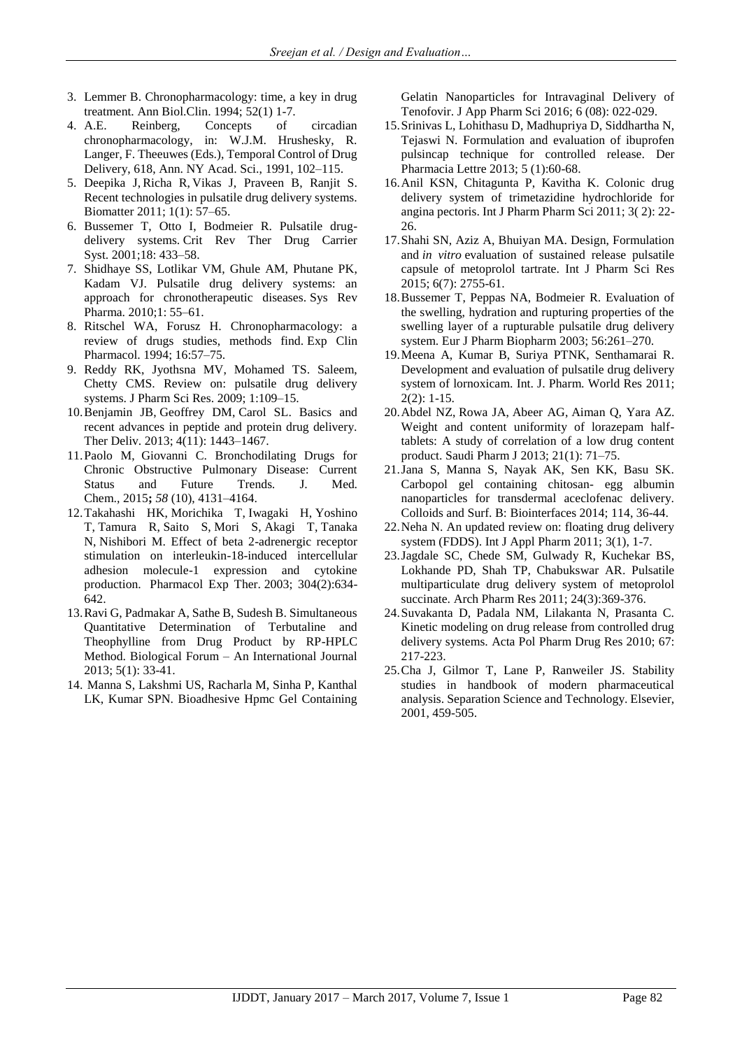3. Lemmer B. Chronopharmacology: time, a key in drug treatment. Ann Biol.Clin. 1994; 52(1) 1-7.
4. A.E. Reinberg, Concepts of circadian chronopharmacology, in: W.J.M. Hrushesky, R. Langer, F. Theeuwes (Eds.), Temporal Control of Drug Delivery, 618, Ann. NY Acad. Sci., 1991, 102–115.
5. Deepika J, Richa R, Vikas J, Praveen B, Ranjit S. Recent technologies in pulsatile drug delivery systems. Biomatter 2011; 1(1): 57–65.
6. Bussemer T, Otto I, Bodmeier R. Pulsatile drug-delivery systems. Crit Rev Ther Drug Carrier Syst. 2001;18: 433–58.
7. Shidhaye SS, Lotlikar VM, Ghule AM, Phutane PK, Kadam VJ. Pulsatile drug delivery systems: an approach for chronotherapeutic diseases. Sys Rev Pharma. 2010;1: 55–61.
8. Ritschel WA, Forusz H. Chronopharmacology: a review of drugs studies, methods find. Exp Clin Pharmacol. 1994; 16:57–75.
9. Reddy RK, Jyothsna MV, Mohamed TS. Saleem, Chetty CMS. Review on: pulsatile drug delivery systems. J Pharm Sci Res. 2009; 1:109–15.
10. Benjamin JB, Geoffrey DM, Carol SL. Basics and recent advances in peptide and protein drug delivery. Ther Deliv. 2013; 4(11): 1443–1467.
11. Paolo M, Giovanni C. Bronchodilating Drugs for Chronic Obstructive Pulmonary Disease: Current Status and Future Trends. J. Med. Chem., 2015; *58* (10), 4131–4164.
12. Takahashi HK, Morichika T, Iwagaki H, Yoshino T, Tamura R, Saito S, Mori S, Akagi T, Tanaka N, Nishibori M. Effect of beta 2-adrenergic receptor stimulation on interleukin-18-induced intercellular adhesion molecule-1 expression and cytokine production. Pharmacol Exp Ther. 2003; 304(2):634-642.
13. Ravi G, Padmakar A, Sathe B, Sudesh B. Simultaneous Quantitative Determination of Terbutaline and Theophylline from Drug Product by RP-HPLC Method. Biological Forum – An International Journal 2013; 5(1): 33-41.
14. Manna S, Lakshmi US, Racharla M, Sinha P, Kanthal LK, Kumar SPN. Bioadhesive Hpmc Gel Containing Gelatin Nanoparticles for Intravaginal Delivery of Tenofovir. J App Pharm Sci 2016; 6 (08): 022-029.
15. Srinivas L, Lohithasu D, Madhupriya D, Siddhartha N, Tejaswi N. Formulation and evaluation of ibuprofen pulsincap technique for controlled release. Der Pharmacia Lettre 2013; 5 (1):60-68.
16. Anil KSN, Chitagunta P, Kavitha K. Colonic drug delivery system of trimetazidine hydrochloride for angina pectoris. Int J Pharm Pharm Sci 2011; 3( 2): 22-26.
17. Shahi SN, Aziz A, Bhuiyan MA. Design, Formulation and *in vitro* evaluation of sustained release pulsatile capsule of metoprolol tartrate. Int J Pharm Sci Res 2015; 6(7): 2755-61.
18. Bussemer T, Peppas NA, Bodmeier R. Evaluation of the swelling, hydration and rupturing properties of the swelling layer of a rupturable pulsatile drug delivery system. Eur J Pharm Biopharm 2003; 56:261–270.
19. Meena A, Kumar B, Suriya PTNK, Senthamarai R. Development and evaluation of pulsatile drug delivery system of lornoxicam. Int. J. Pharm. World Res 2011; 2(2): 1-15.
20. Abdel NZ, Rowa JA, Abeer AG, Aiman Q, Yara AZ. Weight and content uniformity of lorazepam half-tablets: A study of correlation of a low drug content product. Saudi Pharm J 2013; 21(1): 71–75.
21. Jana S, Manna S, Nayak AK, Sen KK, Basu SK. Carbopol gel containing chitosan- egg albumin nanoparticles for transdermal aceclofenac delivery. Colloids and Surf. B: Biointerfaces 2014; 114, 36-44.
22. Neha N. An updated review on: floating drug delivery system (FDDS). Int J Appl Pharm 2011; 3(1), 1-7.
23. Jagdale SC, Chede SM, Gulwady R, Kuchekar BS, Lokhande PD, Shah TP, Chabukswar AR. Pulsatile multiparticulate drug delivery system of metoprolol succinate. Arch Pharm Res 2011; 24(3):369-376.
24. Suvakanta D, Padala NM, Lilakanta N, Prasanta C. Kinetic modeling on drug release from controlled drug delivery systems. Acta Pol Pharm Drug Res 2010; 67: 217-223.
25. Cha J, Gilmor T, Lane P, Ranweiler JS. Stability studies in handbook of modern pharmaceutical analysis. Separation Science and Technology. Elsevier, 2001, 459-505.